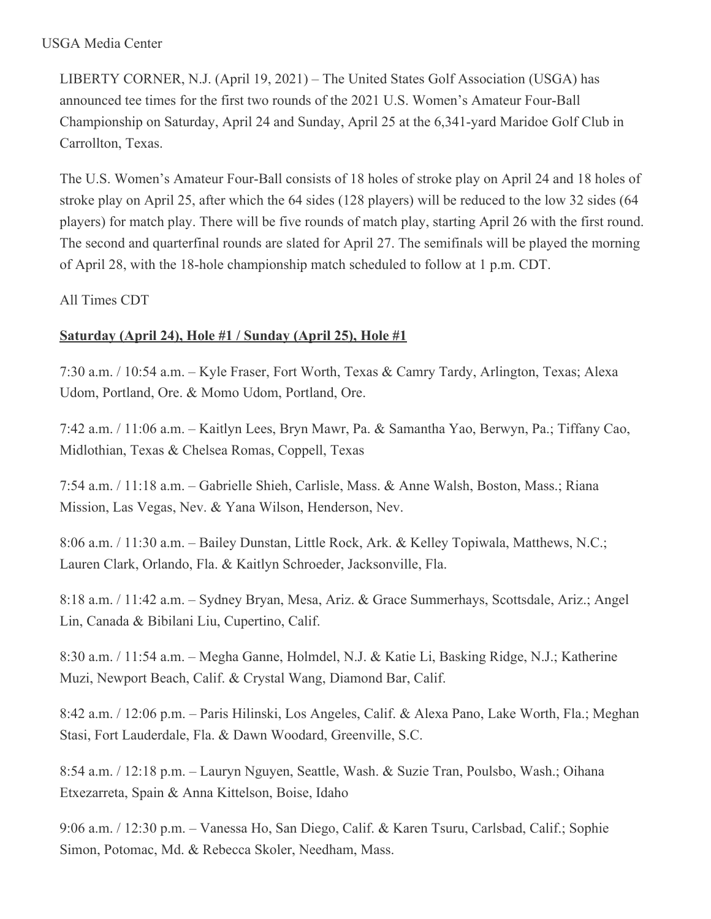USGA Media Center

LIBERTY CORNER, N.J. (April 19, 2021) – The United States Golf Association (USGA) has announced tee times for the first two rounds of the 2021 U.S. Women's Amateur Four-Ball Championship on Saturday, April 24 and Sunday, April 25 at the 6,341-yard Maridoe Golf Club in Carrollton, Texas.

The U.S. Women's Amateur Four-Ball consists of 18 holes of stroke play on April 24 and 18 holes of stroke play on April 25, after which the 64 sides (128 players) will be reduced to the low 32 sides (64 players) for match play. There will be five rounds of match play, starting April 26 with the first round. The second and quarterfinal rounds are slated for April 27. The semifinals will be played the morning of April 28, with the 18-hole championship match scheduled to follow at 1 p.m. CDT.

All Times CDT

**Saturday (April 24), Hole #1 / Sunday (April 25), Hole #1**

7:30 a.m. / 10:54 a.m. – Kyle Fraser, Fort Worth, Texas & Camry Tardy, Arlington, Texas; Alexa Udom, Portland, Ore. & Momo Udom, Portland, Ore.

7:42 a.m. / 11:06 a.m. – Kaitlyn Lees, Bryn Mawr, Pa. & Samantha Yao, Berwyn, Pa.; Tiffany Cao, Midlothian, Texas & Chelsea Romas, Coppell, Texas

7:54 a.m. / 11:18 a.m. – Gabrielle Shieh, Carlisle, Mass. & Anne Walsh, Boston, Mass.; Riana Mission, Las Vegas, Nev. & Yana Wilson, Henderson, Nev.

8:06 a.m. / 11:30 a.m. – Bailey Dunstan, Little Rock, Ark. & Kelley Topiwala, Matthews, N.C.; Lauren Clark, Orlando, Fla. & Kaitlyn Schroeder, Jacksonville, Fla.

8:18 a.m. / 11:42 a.m. – Sydney Bryan, Mesa, Ariz. & Grace Summerhays, Scottsdale, Ariz.; Angel Lin, Canada & Bibilani Liu, Cupertino, Calif.

8:30 a.m. / 11:54 a.m. – Megha Ganne, Holmdel, N.J. & Katie Li, Basking Ridge, N.J.; Katherine Muzi, Newport Beach, Calif. & Crystal Wang, Diamond Bar, Calif.

8:42 a.m. / 12:06 p.m. – Paris Hilinski, Los Angeles, Calif. & Alexa Pano, Lake Worth, Fla.; Meghan Stasi, Fort Lauderdale, Fla. & Dawn Woodard, Greenville, S.C.

8:54 a.m. / 12:18 p.m. – Lauryn Nguyen, Seattle, Wash. & Suzie Tran, Poulsbo, Wash.; Oihana Etxezarreta, Spain & Anna Kittelson, Boise, Idaho

9:06 a.m. / 12:30 p.m. – Vanessa Ho, San Diego, Calif. & Karen Tsuru, Carlsbad, Calif.; Sophie Simon, Potomac, Md. & Rebecca Skoler, Needham, Mass.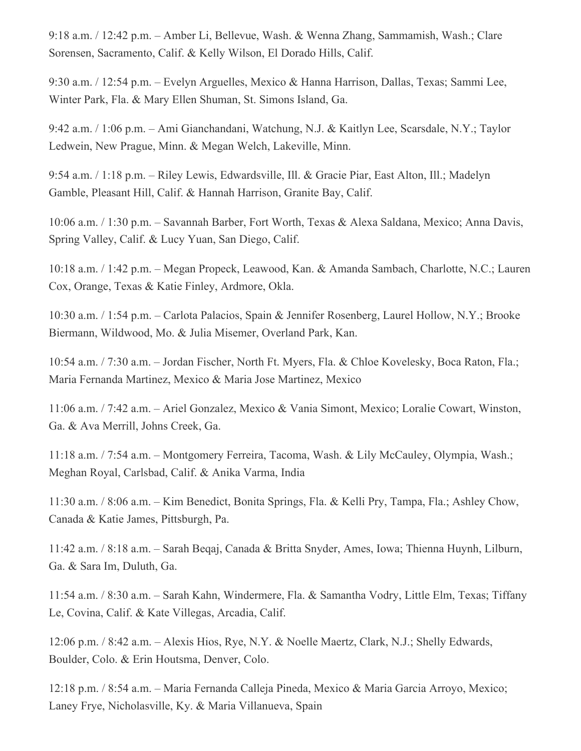9:18 a.m. / 12:42 p.m. – Amber Li, Bellevue, Wash. & Wenna Zhang, Sammamish, Wash.; Clare Sorensen, Sacramento, Calif. & Kelly Wilson, El Dorado Hills, Calif.

9:30 a.m. / 12:54 p.m. – Evelyn Arguelles, Mexico & Hanna Harrison, Dallas, Texas; Sammi Lee, Winter Park, Fla. & Mary Ellen Shuman, St. Simons Island, Ga.

9:42 a.m. / 1:06 p.m. – Ami Gianchandani, Watchung, N.J. & Kaitlyn Lee, Scarsdale, N.Y.; Taylor Ledwein, New Prague, Minn. & Megan Welch, Lakeville, Minn.

9:54 a.m. / 1:18 p.m. – Riley Lewis, Edwardsville, Ill. & Gracie Piar, East Alton, Ill.; Madelyn Gamble, Pleasant Hill, Calif. & Hannah Harrison, Granite Bay, Calif.

10:06 a.m. / 1:30 p.m. – Savannah Barber, Fort Worth, Texas & Alexa Saldana, Mexico; Anna Davis, Spring Valley, Calif. & Lucy Yuan, San Diego, Calif.

10:18 a.m. / 1:42 p.m. – Megan Propeck, Leawood, Kan. & Amanda Sambach, Charlotte, N.C.; Lauren Cox, Orange, Texas & Katie Finley, Ardmore, Okla.

10:30 a.m. / 1:54 p.m. – Carlota Palacios, Spain & Jennifer Rosenberg, Laurel Hollow, N.Y.; Brooke Biermann, Wildwood, Mo. & Julia Misemer, Overland Park, Kan.

10:54 a.m. / 7:30 a.m. – Jordan Fischer, North Ft. Myers, Fla. & Chloe Kovelesky, Boca Raton, Fla.; Maria Fernanda Martinez, Mexico & Maria Jose Martinez, Mexico

11:06 a.m. / 7:42 a.m. – Ariel Gonzalez, Mexico & Vania Simont, Mexico; Loralie Cowart, Winston, Ga. & Ava Merrill, Johns Creek, Ga.

11:18 a.m. / 7:54 a.m. – Montgomery Ferreira, Tacoma, Wash. & Lily McCauley, Olympia, Wash.; Meghan Royal, Carlsbad, Calif. & Anika Varma, India

11:30 a.m. / 8:06 a.m. – Kim Benedict, Bonita Springs, Fla. & Kelli Pry, Tampa, Fla.; Ashley Chow, Canada & Katie James, Pittsburgh, Pa.

11:42 a.m. / 8:18 a.m. – Sarah Beqaj, Canada & Britta Snyder, Ames, Iowa; Thienna Huynh, Lilburn, Ga. & Sara Im, Duluth, Ga.

11:54 a.m. / 8:30 a.m. – Sarah Kahn, Windermere, Fla. & Samantha Vodry, Little Elm, Texas; Tiffany Le, Covina, Calif. & Kate Villegas, Arcadia, Calif.

12:06 p.m. / 8:42 a.m. – Alexis Hios, Rye, N.Y. & Noelle Maertz, Clark, N.J.; Shelly Edwards, Boulder, Colo. & Erin Houtsma, Denver, Colo.

12:18 p.m. / 8:54 a.m. – Maria Fernanda Calleja Pineda, Mexico & Maria Garcia Arroyo, Mexico; Laney Frye, Nicholasville, Ky. & Maria Villanueva, Spain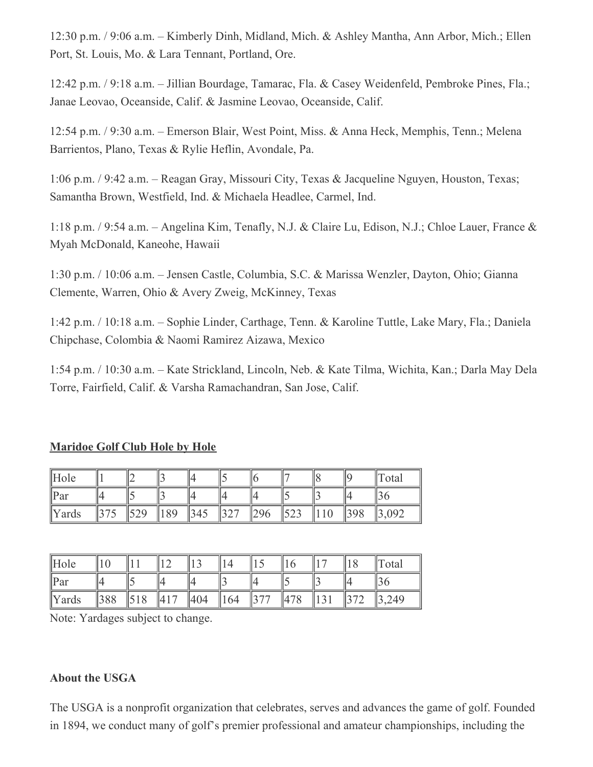12:30 p.m. / 9:06 a.m. – Kimberly Dinh, Midland, Mich. & Ashley Mantha, Ann Arbor, Mich.; Ellen Port, St. Louis, Mo. & Lara Tennant, Portland, Ore.

12:42 p.m. / 9:18 a.m. – Jillian Bourdage, Tamarac, Fla. & Casey Weidenfeld, Pembroke Pines, Fla.; Janae Leovao, Oceanside, Calif. & Jasmine Leovao, Oceanside, Calif.

12:54 p.m. / 9:30 a.m. – Emerson Blair, West Point, Miss. & Anna Heck, Memphis, Tenn.; Melena Barrientos, Plano, Texas & Rylie Heflin, Avondale, Pa.

1:06 p.m. / 9:42 a.m. – Reagan Gray, Missouri City, Texas & Jacqueline Nguyen, Houston, Texas; Samantha Brown, Westfield, Ind. & Michaela Headlee, Carmel, Ind.

1:18 p.m. / 9:54 a.m. – Angelina Kim, Tenafly, N.J. & Claire Lu, Edison, N.J.; Chloe Lauer, France & Myah McDonald, Kaneohe, Hawaii

1:30 p.m. / 10:06 a.m. – Jensen Castle, Columbia, S.C. & Marissa Wenzler, Dayton, Ohio; Gianna Clemente, Warren, Ohio & Avery Zweig, McKinney, Texas

1:42 p.m. / 10:18 a.m. – Sophie Linder, Carthage, Tenn. & Karoline Tuttle, Lake Mary, Fla.; Daniela Chipchase, Colombia & Naomi Ramirez Aizawa, Mexico

1:54 p.m. / 10:30 a.m. – Kate Strickland, Lincoln, Neb. & Kate Tilma, Wichita, Kan.; Darla May Dela Torre, Fairfield, Calif. & Varsha Ramachandran, San Jose, Calif.

**Maridoe Golf Club Hole by Hole**

| Hole | 1 | 2 | 3 | 4 | 5 | 6 | 7 | 8 | 9 | Total |
|---|---|---|---|---|---|---|---|---|---|---|
| Par | 4 | 5 | 3 | 4 | 4 | 4 | 5 | 3 | 4 | 36 |
| Yards | 375 | 529 | 189 | 345 | 327 | 296 | 523 | 110 | 398 | 3,092 |

| Hole | 10 | 11 | 12 | 13 | 14 | 15 | 16 | 17 | 18 | Total |
|---|---|---|---|---|---|---|---|---|---|---|
| Par | 4 | 5 | 4 | 4 | 3 | 4 | 5 | 3 | 4 | 36 |
| Yards | 388 | 518 | 417 | 404 | 164 | 377 | 478 | 131 | 372 | 3,249 |

Note: Yardages subject to change.

**About the USGA**

The USGA is a nonprofit organization that celebrates, serves and advances the game of golf. Founded in 1894, we conduct many of golf's premier professional and amateur championships, including the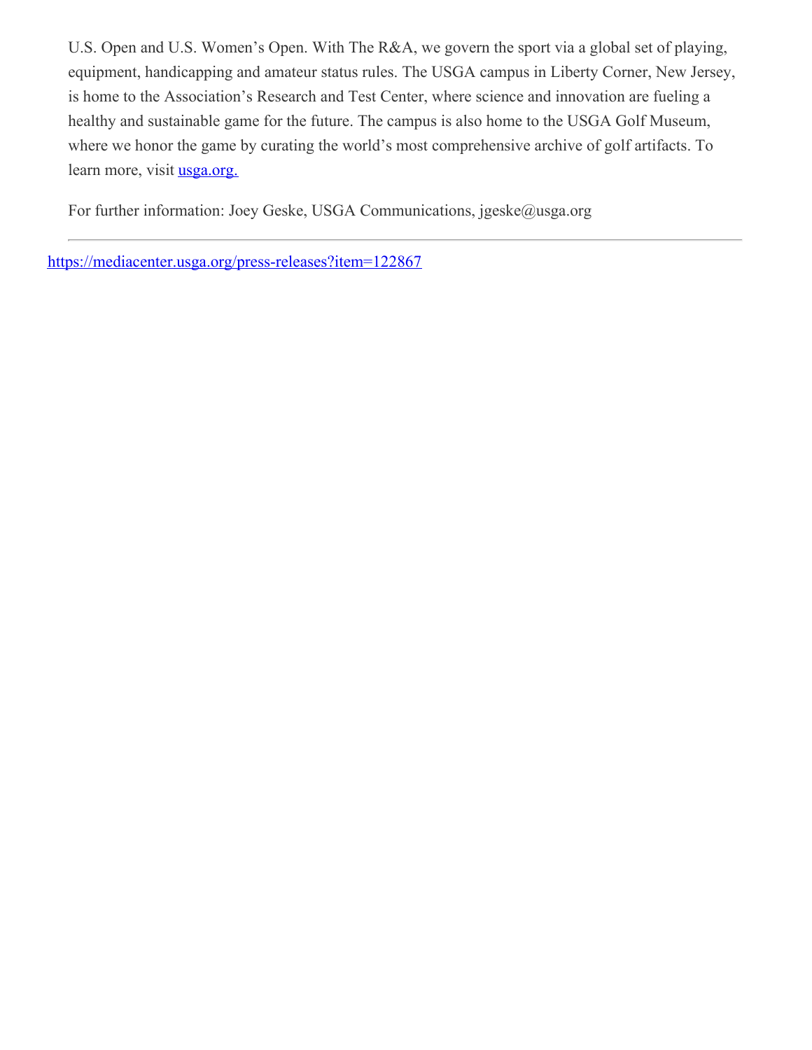U.S. Open and U.S. Women's Open. With The R&A, we govern the sport via a global set of playing, equipment, handicapping and amateur status rules. The USGA campus in Liberty Corner, New Jersey, is home to the Association's Research and Test Center, where science and innovation are fueling a healthy and sustainable game for the future. The campus is also home to the USGA Golf Museum, where we honor the game by curating the world's most comprehensive archive of golf artifacts. To learn more, visit [usga.org.](https://usga.org)

For further information: Joey Geske, USGA Communications, jgeske@usga.org

---

https://mediacenter.usga.org/press-releases?item=122867